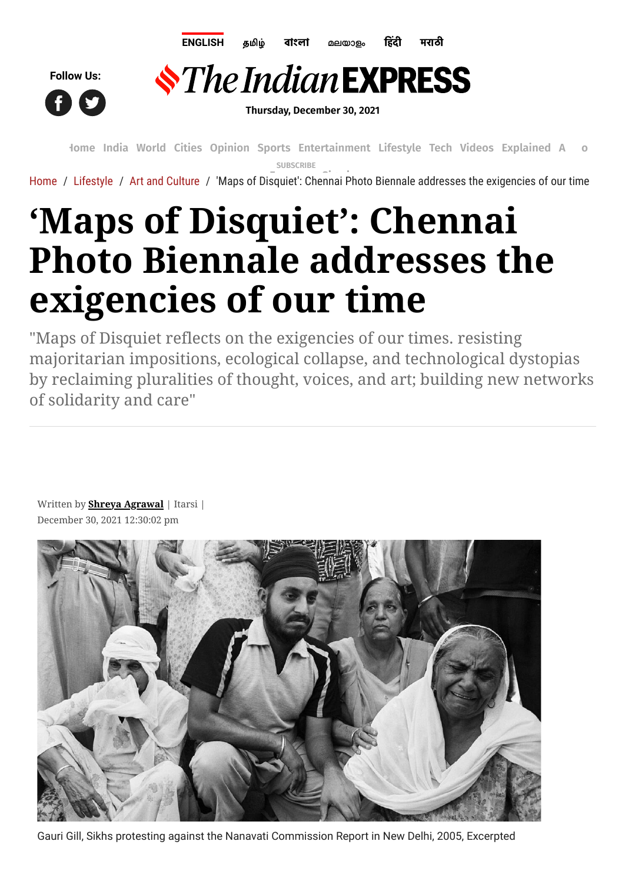# 'Maps of Disquiet': Chennai Photo Biennale addresses the exigencies of our time

"Maps of Disquiet reflects on the exigencies of our times. resisting majoritarian impositions, ecological collapse, and technological dystopias by reclaiming pluralities of thought, voices, and art; building new networks of solidarity and care"

Written by **Shreya Agrawal** | Itarsi |
December 30, 2021 12:30:02 pm

Gauri Gill, Sikhs protesting against the Nanavati Commission Report in New Delhi, 2005, Excerpted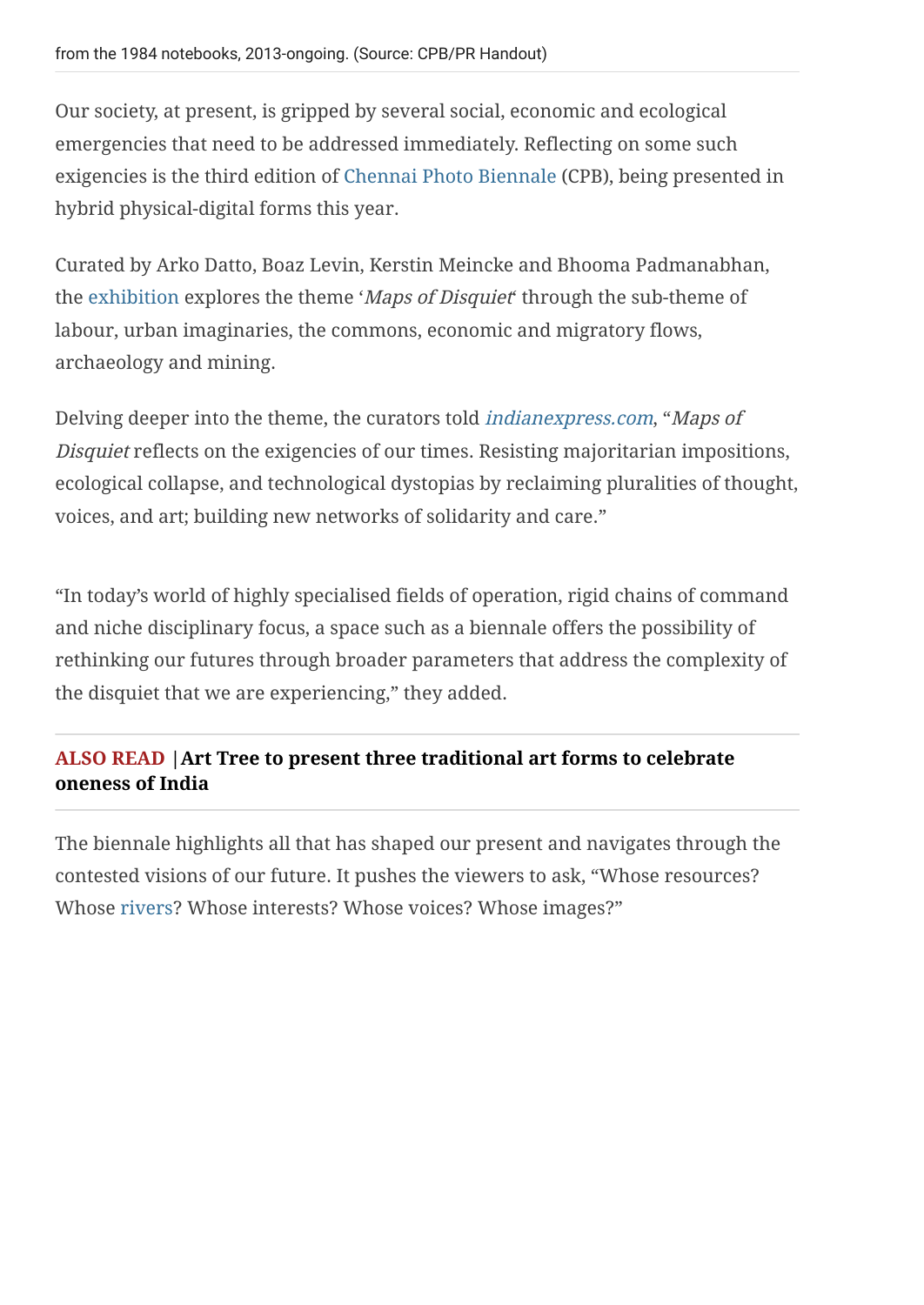from the 1984 notebooks, 2013-ongoing. (Source: CPB/PR Handout)

Our society, at present, is gripped by several social, economic and ecological emergencies that need to be addressed immediately. Reflecting on some such exigencies is the third edition of Chennai Photo Biennale (CPB), being presented in hybrid physical-digital forms this year.

Curated by Arko Datto, Boaz Levin, Kerstin Meincke and Bhooma Padmanabhan, the exhibition explores the theme '*Maps of Disquiet*' through the sub-theme of labour, urban imaginaries, the commons, economic and migratory flows, archaeology and mining.

Delving deeper into the theme, the curators told *indianexpress.com*, "*Maps of Disquiet* reflects on the exigencies of our times. Resisting majoritarian impositions, ecological collapse, and technological dystopias by reclaiming pluralities of thought, voices, and art; building new networks of solidarity and care."

"In today's world of highly specialised fields of operation, rigid chains of command and niche disciplinary focus, a space such as a biennale offers the possibility of rethinking our futures through broader parameters that address the complexity of the disquiet that we are experiencing," they added.

**ALSO READ | Art Tree to present three traditional art forms to celebrate oneness of India**

The biennale highlights all that has shaped our present and navigates through the contested visions of our future. It pushes the viewers to ask, "Whose resources? Whose rivers? Whose interests? Whose voices? Whose images?"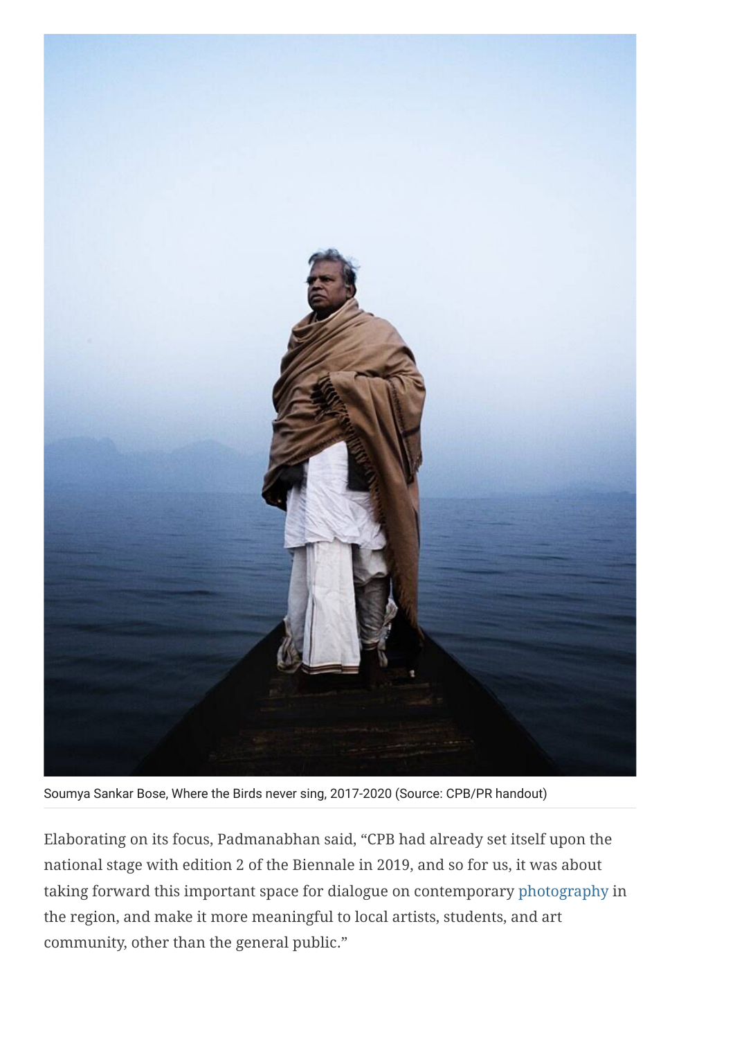Soumya Sankar Bose, Where the Birds never sing, 2017-2020 (Source: CPB/PR handout)

Elaborating on its focus, Padmanabhan said, “CPB had already set itself upon the national stage with edition 2 of the Biennale in 2019, and so for us, it was about taking forward this important space for dialogue on contemporary photography in the region, and make it more meaningful to local artists, students, and art community, other than the general public.”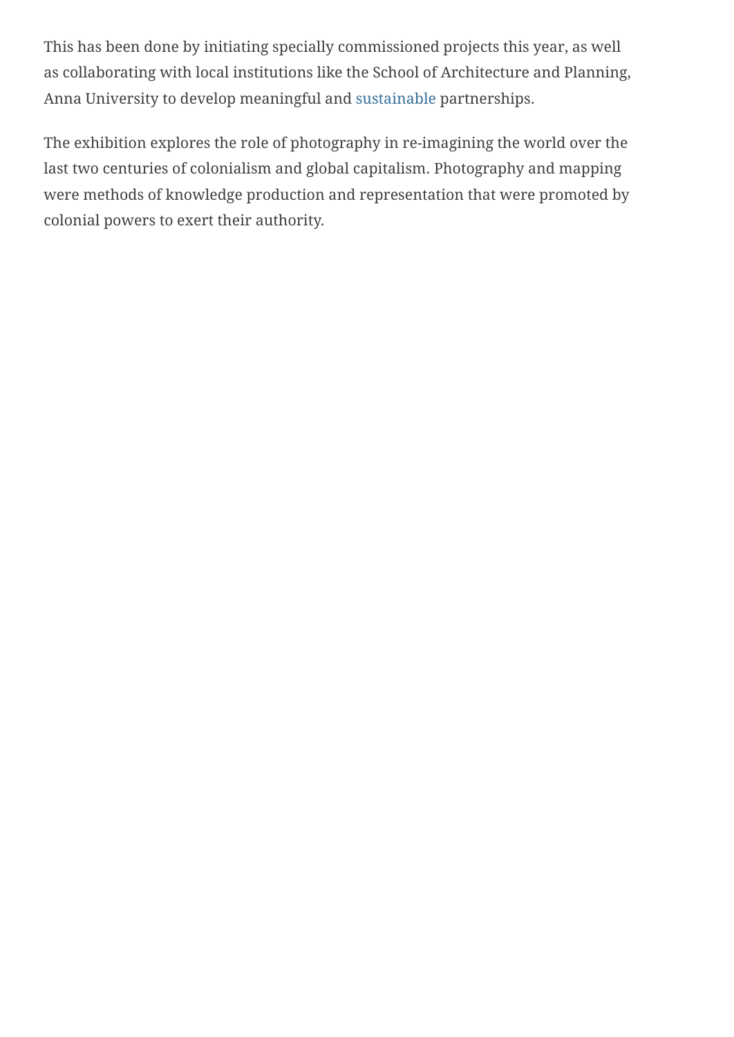This has been done by initiating specially commissioned projects this year, as well as collaborating with local institutions like the School of Architecture and Planning, Anna University to develop meaningful and sustainable partnerships.

The exhibition explores the role of photography in re-imagining the world over the last two centuries of colonialism and global capitalism. Photography and mapping were methods of knowledge production and representation that were promoted by colonial powers to exert their authority.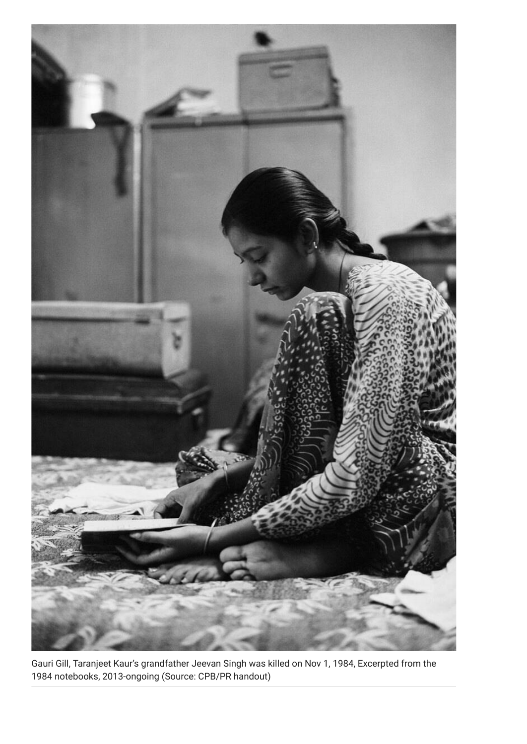Gauri Gill, Taranjeet Kaur's grandfather Jeevan Singh was killed on Nov 1, 1984, Excerpted from the 1984 notebooks, 2013-ongoing (Source: CPB/PR handout)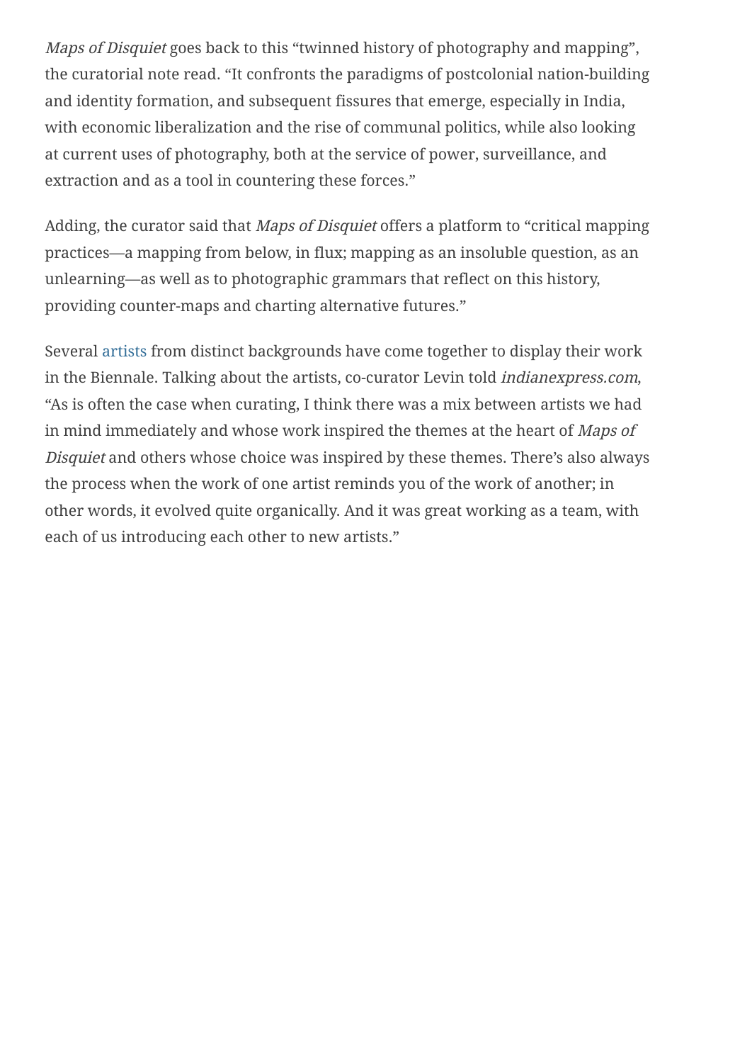*Maps of Disquiet* goes back to this “twinned history of photography and mapping”, the curatorial note read. “It confronts the paradigms of postcolonial nation-building and identity formation, and subsequent fissures that emerge, especially in India, with economic liberalization and the rise of communal politics, while also looking at current uses of photography, both at the service of power, surveillance, and extraction and as a tool in countering these forces.”

Adding, the curator said that *Maps of Disquiet* offers a platform to “critical mapping practices—a mapping from below, in flux; mapping as an insoluble question, as an unlearning—as well as to photographic grammars that reflect on this history, providing counter-maps and charting alternative futures.”

Several artists from distinct backgrounds have come together to display their work in the Biennale. Talking about the artists, co-curator Levin told *indianexpress.com*, “As is often the case when curating, I think there was a mix between artists we had in mind immediately and whose work inspired the themes at the heart of *Maps of Disquiet* and others whose choice was inspired by these themes. There’s also always the process when the work of one artist reminds you of the work of another; in other words, it evolved quite organically. And it was great working as a team, with each of us introducing each other to new artists.”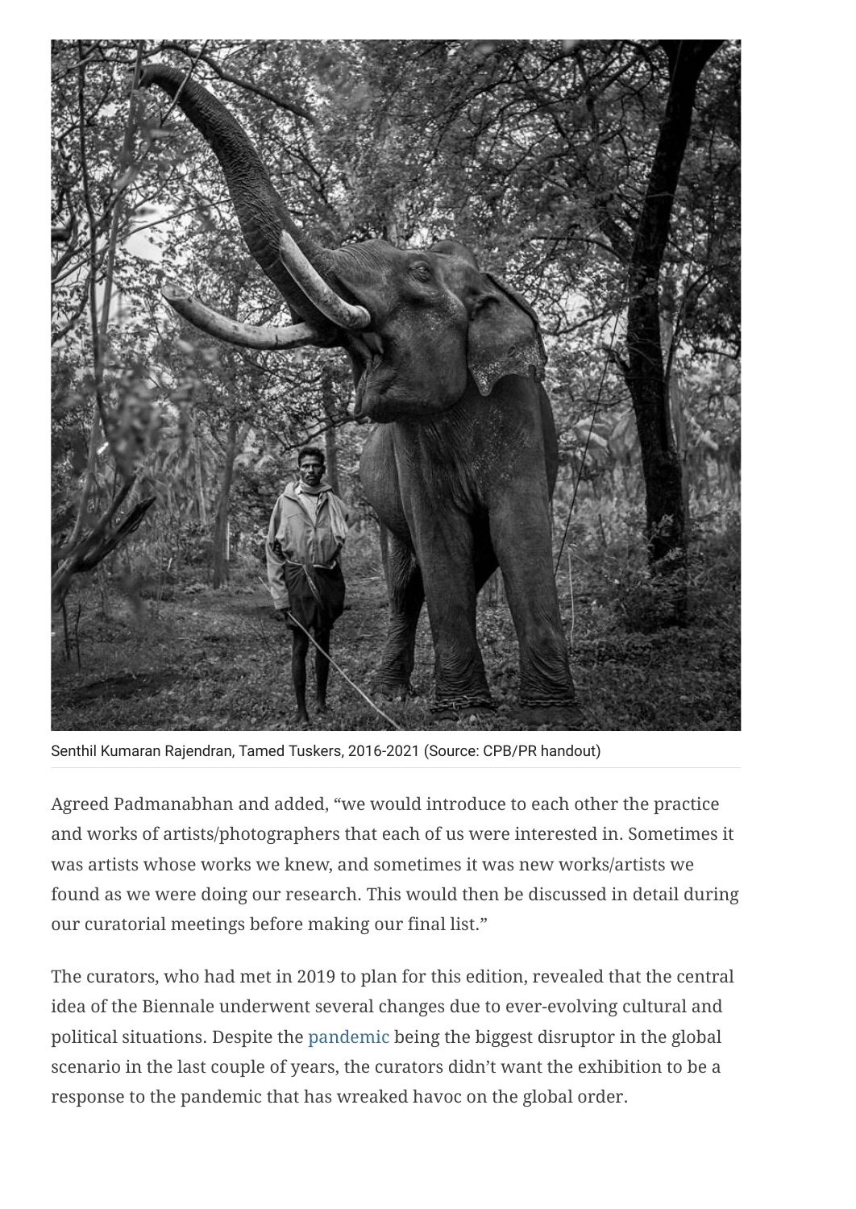Senthil Kumaran Rajendran, Tamed Tuskers, 2016-2021 (Source: CPB/PR handout)

Agreed Padmanabhan and added, "we would introduce to each other the practice and works of artists/photographers that each of us were interested in. Sometimes it was artists whose works we knew, and sometimes it was new works/artists we found as we were doing our research. This would then be discussed in detail during our curatorial meetings before making our final list."

The curators, who had met in 2019 to plan for this edition, revealed that the central idea of the Biennale underwent several changes due to ever-evolving cultural and political situations. Despite the pandemic being the biggest disruptor in the global scenario in the last couple of years, the curators didn't want the exhibition to be a response to the pandemic that has wreaked havoc on the global order.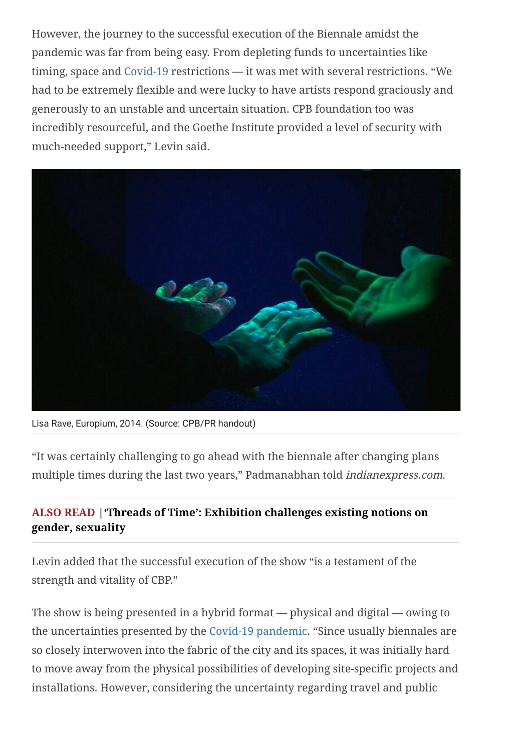However, the journey to the successful execution of the Biennale amidst the pandemic was far from being easy. From depleting funds to uncertainties like timing, space and Covid-19 restrictions — it was met with several restrictions. "We had to be extremely flexible and were lucky to have artists respond graciously and generously to an unstable and uncertain situation. CPB foundation too was incredibly resourceful, and the Goethe Institute provided a level of security with much-needed support," Levin said.

Lisa Rave, Europium, 2014. (Source: CPB/PR handout)

"It was certainly challenging to go ahead with the biennale after changing plans multiple times during the last two years," Padmanabhan told *indianexpress.com*.

**ALSO READ | 'Threads of Time': Exhibition challenges existing notions on gender, sexuality**

Levin added that the successful execution of the show "is a testament of the strength and vitality of CBP."

The show is being presented in a hybrid format — physical and digital — owing to the uncertainties presented by the Covid-19 pandemic. "Since usually biennales are so closely interwoven into the fabric of the city and its spaces, it was initially hard to move away from the physical possibilities of developing site-specific projects and installations. However, considering the uncertainty regarding travel and public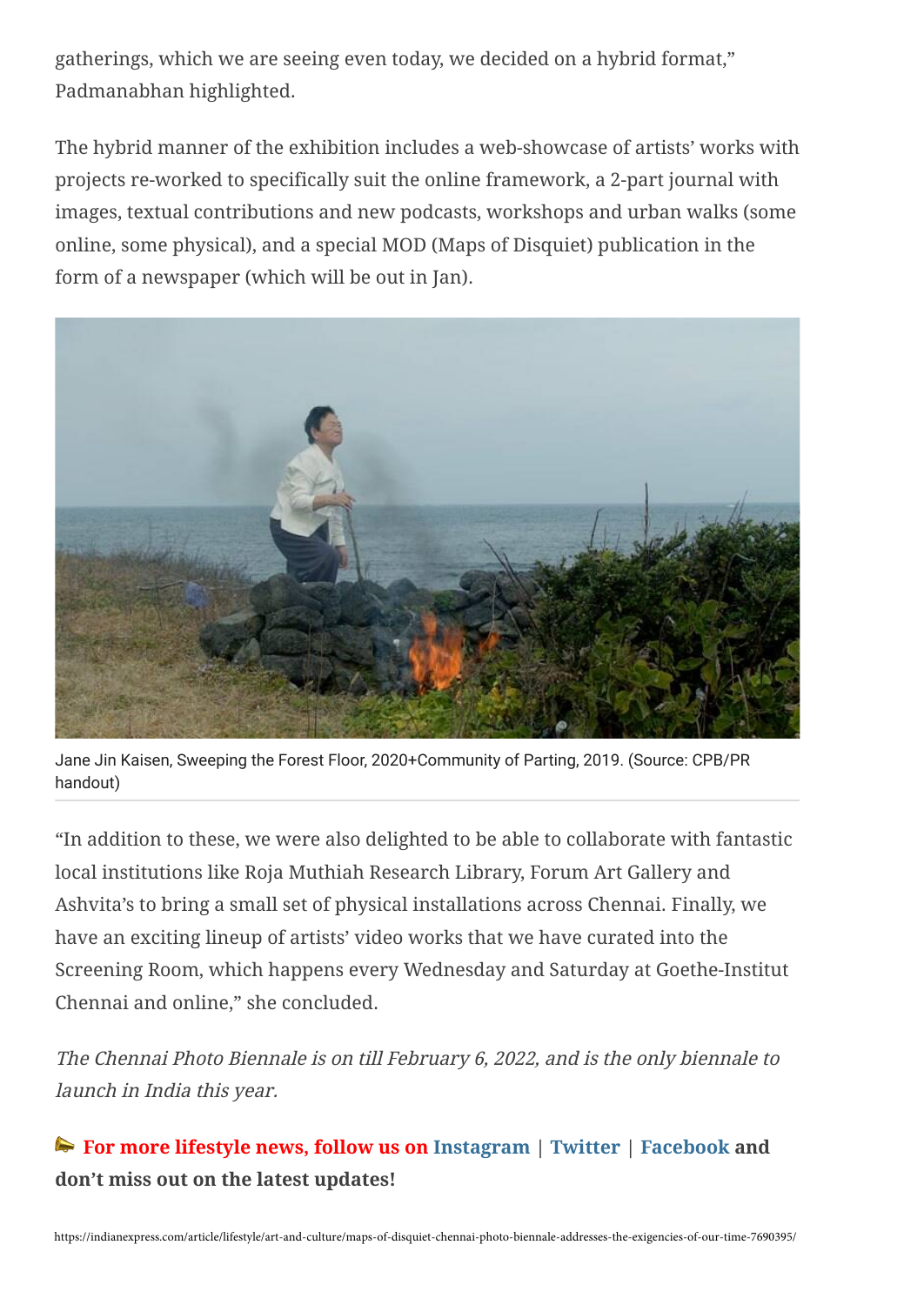gatherings, which we are seeing even today, we decided on a hybrid format," Padmanabhan highlighted.

The hybrid manner of the exhibition includes a web-showcase of artists' works with projects re-worked to specifically suit the online framework, a 2-part journal with images, textual contributions and new podcasts, workshops and urban walks (some online, some physical), and a special MOD (Maps of Disquiet) publication in the form of a newspaper (which will be out in Jan).

Jane Jin Kaisen, Sweeping the Forest Floor, 2020+Community of Parting, 2019. (Source: CPB/PR handout)

"In addition to these, we were also delighted to be able to collaborate with fantastic local institutions like Roja Muthiah Research Library, Forum Art Gallery and Ashvita's to bring a small set of physical installations across Chennai. Finally, we have an exciting lineup of artists' video works that we have curated into the Screening Room, which happens every Wednesday and Saturday at Goethe-Institut Chennai and online," she concluded.

*The Chennai Photo Biennale is on till February 6, 2022, and is the only biennale to launch in India this year.*

**For more lifestyle news, follow us on Instagram | Twitter | Facebook and don't miss out on the latest updates!**

https://indianexpress.com/article/lifestyle/art-and-culture/maps-of-disquiet-chennai-photo-biennale-addresses-the-exigencies-of-our-time-7690395/